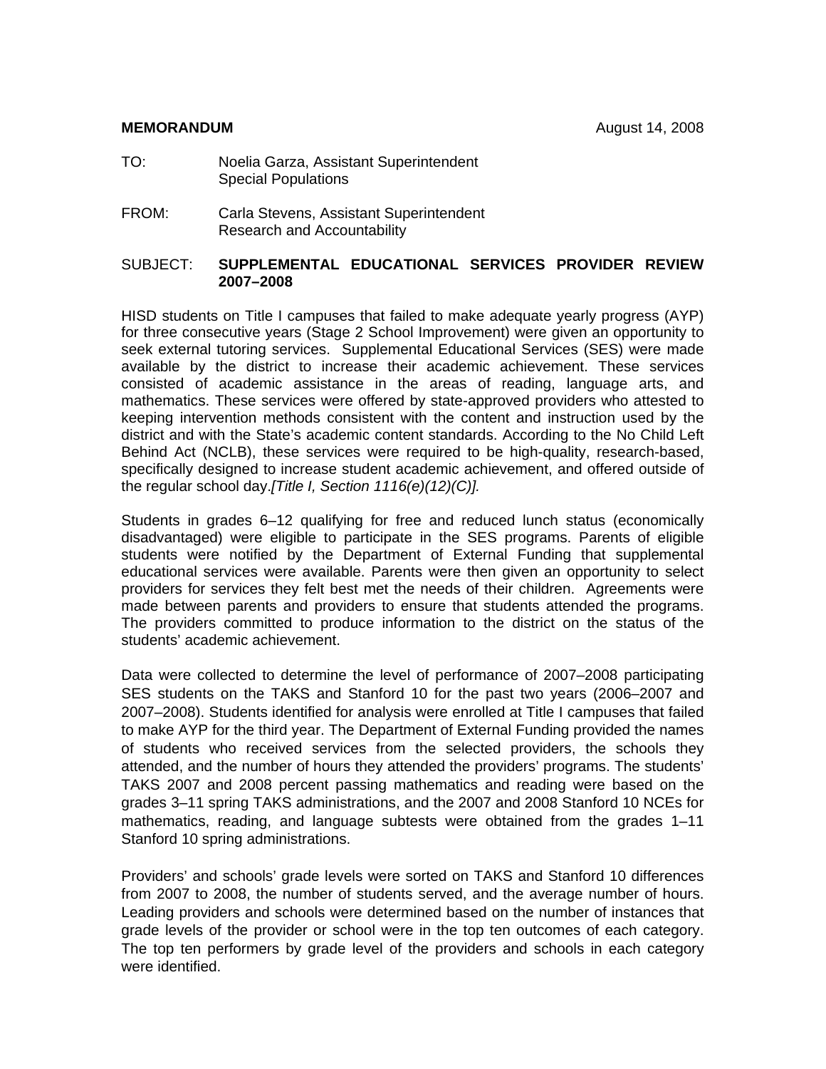**MEMORANDUM** August 14, 2008

TO: Noelia Garza, Assistant Superintendent
Special Populations

FROM: Carla Stevens, Assistant Superintendent
Research and Accountability

SUBJECT: **SUPPLEMENTAL EDUCATIONAL SERVICES PROVIDER REVIEW 2007–2008**

HISD students on Title I campuses that failed to make adequate yearly progress (AYP) for three consecutive years (Stage 2 School Improvement) were given an opportunity to seek external tutoring services. Supplemental Educational Services (SES) were made available by the district to increase their academic achievement. These services consisted of academic assistance in the areas of reading, language arts, and mathematics. These services were offered by state-approved providers who attested to keeping intervention methods consistent with the content and instruction used by the district and with the State's academic content standards. According to the No Child Left Behind Act (NCLB), these services were required to be high-quality, research-based, specifically designed to increase student academic achievement, and offered outside of the regular school day.*[Title I, Section 1116(e)(12)(C)].*

Students in grades 6–12 qualifying for free and reduced lunch status (economically disadvantaged) were eligible to participate in the SES programs. Parents of eligible students were notified by the Department of External Funding that supplemental educational services were available. Parents were then given an opportunity to select providers for services they felt best met the needs of their children. Agreements were made between parents and providers to ensure that students attended the programs. The providers committed to produce information to the district on the status of the students' academic achievement.

Data were collected to determine the level of performance of 2007–2008 participating SES students on the TAKS and Stanford 10 for the past two years (2006–2007 and 2007–2008). Students identified for analysis were enrolled at Title I campuses that failed to make AYP for the third year. The Department of External Funding provided the names of students who received services from the selected providers, the schools they attended, and the number of hours they attended the providers' programs. The students' TAKS 2007 and 2008 percent passing mathematics and reading were based on the grades 3–11 spring TAKS administrations, and the 2007 and 2008 Stanford 10 NCEs for mathematics, reading, and language subtests were obtained from the grades 1–11 Stanford 10 spring administrations.

Providers' and schools' grade levels were sorted on TAKS and Stanford 10 differences from 2007 to 2008, the number of students served, and the average number of hours. Leading providers and schools were determined based on the number of instances that grade levels of the provider or school were in the top ten outcomes of each category. The top ten performers by grade level of the providers and schools in each category were identified.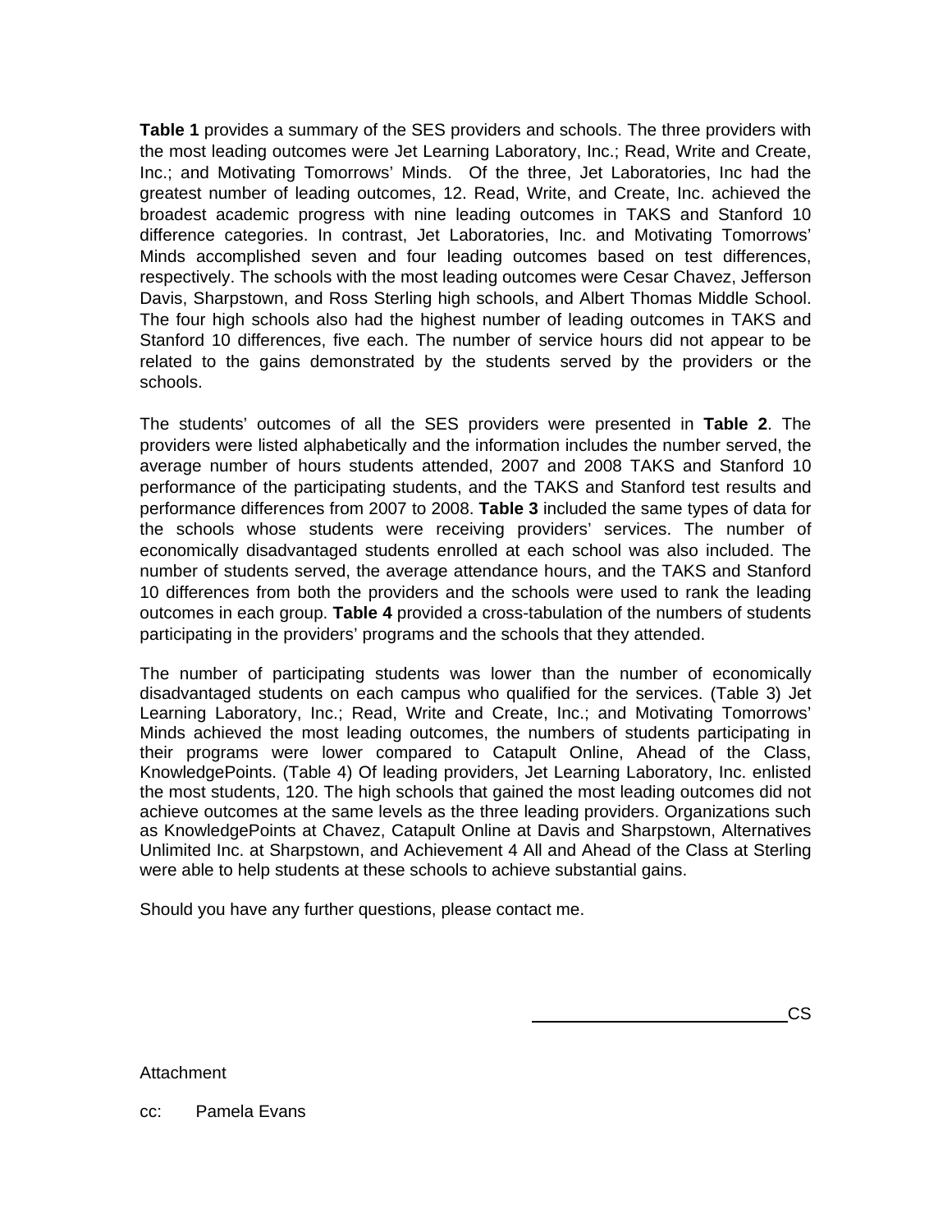**Table 1** provides a summary of the SES providers and schools. The three providers with the most leading outcomes were Jet Learning Laboratory, Inc.; Read, Write and Create, Inc.; and Motivating Tomorrows' Minds. Of the three, Jet Laboratories, Inc had the greatest number of leading outcomes, 12. Read, Write, and Create, Inc. achieved the broadest academic progress with nine leading outcomes in TAKS and Stanford 10 difference categories. In contrast, Jet Laboratories, Inc. and Motivating Tomorrows' Minds accomplished seven and four leading outcomes based on test differences, respectively. The schools with the most leading outcomes were Cesar Chavez, Jefferson Davis, Sharpstown, and Ross Sterling high schools, and Albert Thomas Middle School. The four high schools also had the highest number of leading outcomes in TAKS and Stanford 10 differences, five each. The number of service hours did not appear to be related to the gains demonstrated by the students served by the providers or the schools.

The students' outcomes of all the SES providers were presented in **Table 2**. The providers were listed alphabetically and the information includes the number served, the average number of hours students attended, 2007 and 2008 TAKS and Stanford 10 performance of the participating students, and the TAKS and Stanford test results and performance differences from 2007 to 2008. **Table 3** included the same types of data for the schools whose students were receiving providers' services. The number of economically disadvantaged students enrolled at each school was also included. The number of students served, the average attendance hours, and the TAKS and Stanford 10 differences from both the providers and the schools were used to rank the leading outcomes in each group. **Table 4** provided a cross-tabulation of the numbers of students participating in the providers' programs and the schools that they attended.

The number of participating students was lower than the number of economically disadvantaged students on each campus who qualified for the services. (Table 3) Jet Learning Laboratory, Inc.; Read, Write and Create, Inc.; and Motivating Tomorrows' Minds achieved the most leading outcomes, the numbers of students participating in their programs were lower compared to Catapult Online, Ahead of the Class, KnowledgePoints. (Table 4) Of leading providers, Jet Learning Laboratory, Inc. enlisted the most students, 120. The high schools that gained the most leading outcomes did not achieve outcomes at the same levels as the three leading providers. Organizations such as KnowledgePoints at Chavez, Catapult Online at Davis and Sharpstown, Alternatives Unlimited Inc. at Sharpstown, and Achievement 4 All and Ahead of the Class at Sterling were able to help students at these schools to achieve substantial gains.

Should you have any further questions, please contact me.

\_\_\_\_\_\_\_\_\_\_\_\_\_\_\_\_\_\_\_\_\_\_\_\_\_\_\_\_CS

Attachment

cc: Pamela Evans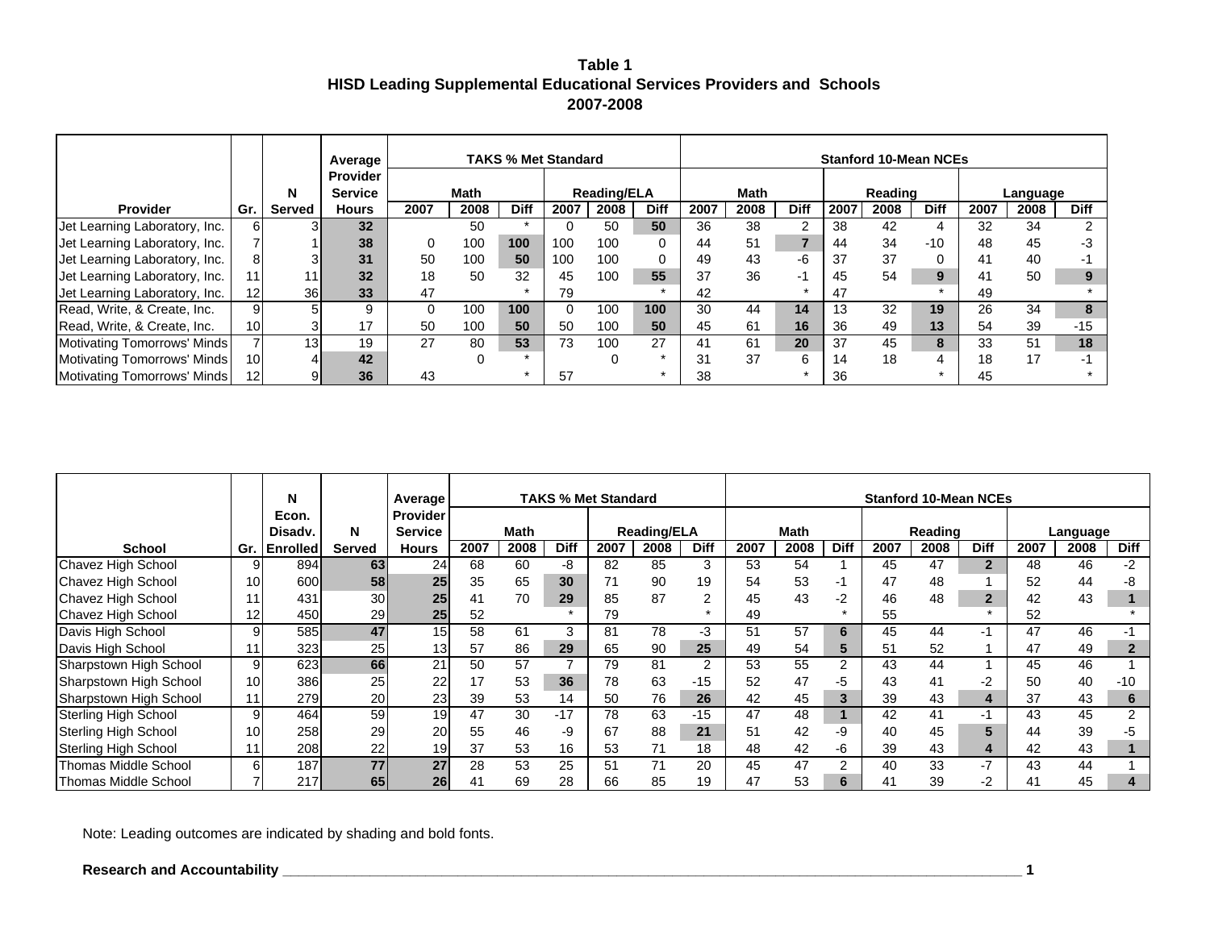**Table 1**
**HISD Leading Supplemental Educational Services Providers and Schools**
**2007-2008**

| Provider | Gr. | N Served | Average Provider Service Hours | TAKS % Met Standard | | | | | | Stanford 10-Mean NCEs | | | | | | | | |
|---|---|---|---|---|---|---|---|---|---|---|---|---|---|---|---|---|---|---|
| | | | | Math | | | Reading/ELA | | | Math | | | Reading | | | Language | | |
| | | | | 2007 | 2008 | Diff | 2007 | 2008 | Diff | 2007 | 2008 | Diff | 2007 | 2008 | Diff | 2007 | 2008 | Diff |
| Jet Learning Laboratory, Inc. | 6 | 3 | **32** | | 50 | * | 0 | 50 | **50** | 36 | 38 | 2 | 38 | 42 | 4 | 32 | 34 | 2 |
| Jet Learning Laboratory, Inc. | 7 | 1 | **38** | 0 | 100 | **100** | 100 | 100 | 0 | 44 | 51 | **7** | 44 | 34 | -10 | 48 | 45 | -3 |
| Jet Learning Laboratory, Inc. | 8 | 3 | **31** | 50 | 100 | **50** | 100 | 100 | 0 | 49 | 43 | -6 | 37 | 37 | 0 | 41 | 40 | -1 |
| Jet Learning Laboratory, Inc. | 11 | 11 | **32** | 18 | 50 | 32 | 45 | 100 | **55** | 37 | 36 | -1 | 45 | 54 | **9** | 41 | 50 | **9** |
| Jet Learning Laboratory, Inc. | 12 | 36 | **33** | 47 | | * | 79 | | * | 42 | | * | 47 | | * | 49 | | * |
| Read, Write, & Create, Inc. | 9 | 5 | 9 | 0 | 100 | **100** | 0 | 100 | **100** | 30 | 44 | **14** | 13 | 32 | **19** | 26 | 34 | **8** |
| Read, Write, & Create, Inc. | 10 | 3 | 17 | 50 | 100 | **50** | 50 | 100 | **50** | 45 | 61 | **16** | 36 | 49 | **13** | 54 | 39 | -15 |
| Motivating Tomorrows' Minds | 7 | 13 | 19 | 27 | 80 | **53** | 73 | 100 | 27 | 41 | 61 | **20** | 37 | 45 | **8** | 33 | 51 | **18** |
| Motivating Tomorrows' Minds | 10 | 4 | **42** | | 0 | * | | 0 | * | 31 | 37 | 6 | 14 | 18 | 4 | 18 | 17 | -1 |
| Motivating Tomorrows' Minds | 12 | 9 | **36** | 43 | | * | 57 | | * | 38 | | * | 36 | | * | 45 | | * |

| School | Gr. | N Econ. Disadv. Enrolled | N Served | Average Provider Service Hours | TAKS % Met Standard | | | | | | Stanford 10-Mean NCEs | | | | | | | | |
|---|---|---|---|---|---|---|---|---|---|---|---|---|---|---|---|---|---|---|---|
| | | | | | Math | | | Reading/ELA | | | Math | | | Reading | | | Language | | |
| | | | | | 2007 | 2008 | Diff | 2007 | 2008 | Diff | 2007 | 2008 | Diff | 2007 | 2008 | Diff | 2007 | 2008 | Diff |
| Chavez High School | 9 | 894 | **63** | 24 | 68 | 60 | -8 | 82 | 85 | 3 | 53 | 54 | 1 | 45 | 47 | **2** | 48 | 46 | -2 |
| Chavez High School | 10 | 600 | **58** | **25** | 35 | 65 | **30** | 71 | 90 | 19 | 54 | 53 | -1 | 47 | 48 | 1 | 52 | 44 | -8 |
| Chavez High School | 11 | 431 | 30 | **25** | 41 | 70 | **29** | 85 | 87 | 2 | 45 | 43 | -2 | 46 | 48 | **2** | 42 | 43 | **1** |
| Chavez High School | 12 | 450 | 29 | **25** | 52 | | * | 79 | | * | 49 | | * | 55 | | * | 52 | | * |
| Davis High School | 9 | 585 | **47** | 15 | 58 | 61 | 3 | 81 | 78 | -3 | 51 | 57 | **6** | 45 | 44 | -1 | 47 | 46 | -1 |
| Davis High School | 11 | 323 | 25 | 13 | 57 | 86 | **29** | 65 | 90 | **25** | 49 | 54 | **5** | 51 | 52 | 1 | 47 | 49 | **2** |
| Sharpstown High School | 9 | 623 | **66** | 21 | 50 | 57 | 7 | 79 | 81 | 2 | 53 | 55 | 2 | 43 | 44 | 1 | 45 | 46 | 1 |
| Sharpstown High School | 10 | 386 | 25 | 22 | 17 | 53 | **36** | 78 | 63 | -15 | 52 | 47 | -5 | 43 | 41 | -2 | 50 | 40 | -10 |
| Sharpstown High School | 11 | 279 | 20 | 23 | 39 | 53 | 14 | 50 | 76 | **26** | 42 | 45 | **3** | 39 | 43 | **4** | 37 | 43 | **6** |
| Sterling High School | 9 | 464 | 59 | 19 | 47 | 30 | -17 | 78 | 63 | -15 | 47 | 48 | **1** | 42 | 41 | -1 | 43 | 45 | 2 |
| Sterling High School | 10 | 258 | 29 | 20 | 55 | 46 | -9 | 67 | 88 | **21** | 51 | 42 | -9 | 40 | 45 | **5** | 44 | 39 | -5 |
| Sterling High School | 11 | 208 | 22 | 19 | 37 | 53 | 16 | 53 | 71 | 18 | 48 | 42 | -6 | 39 | 43 | **4** | 42 | 43 | **1** |
| Thomas Middle School | 6 | 187 | **77** | **27** | 28 | 53 | 25 | 51 | 71 | 20 | 45 | 47 | 2 | 40 | 33 | -7 | 43 | 44 | 1 |
| Thomas Middle School | 7 | 217 | **65** | **26** | 41 | 69 | 28 | 66 | 85 | 19 | 47 | 53 | **6** | 41 | 39 | -2 | 41 | 45 | **4** |

Note: Leading outcomes are indicated by shading and bold fonts.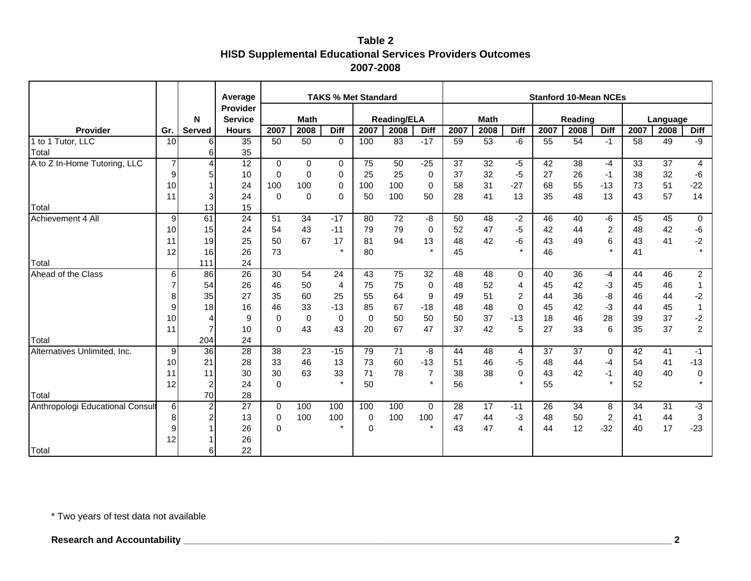# Table 2
## HISD Supplemental Educational Services Providers Outcomes
## 2007-2008

| Provider | Gr. | N Served | Average Provider Service Hours | TAKS % Met Standard | | | | | | Stanford 10-Mean NCEs | | | | | | | | |
|---|---|---|---|---|---|---|---|---|---|---|---|---|---|---|---|---|---|---|
| | | | | Math | | | Reading/ELA | | | Math | | | Reading | | | Language | | |
| | | | | 2007 | 2008 | Diff | 2007 | 2008 | Diff | 2007 | 2008 | Diff | 2007 | 2008 | Diff | 2007 | 2008 | Diff |
| 1 to 1 Tutor, LLC | 10 | 6 | 35 | 50 | 50 | 0 | 100 | 83 | -17 | 59 | 53 | -6 | 55 | 54 | -1 | 58 | 49 | -9 |
| Total | | 6 | 35 | | | | | | | | | | | | | | | |
| A to Z In-Home Tutoring, LLC | 7 | 4 | 12 | 0 | 0 | 0 | 75 | 50 | -25 | 37 | 32 | -5 | 42 | 38 | -4 | 33 | 37 | 4 |
| | 9 | 5 | 10 | 0 | 0 | 0 | 25 | 25 | 0 | 37 | 32 | -5 | 27 | 26 | -1 | 38 | 32 | -6 |
| | 10 | 1 | 24 | 100 | 100 | 0 | 100 | 100 | 0 | 58 | 31 | -27 | 68 | 55 | -13 | 73 | 51 | -22 |
| | 11 | 3 | 24 | 0 | 0 | 0 | 50 | 100 | 50 | 28 | 41 | 13 | 35 | 48 | 13 | 43 | 57 | 14 |
| Total | | 13 | 15 | | | | | | | | | | | | | | | |
| Achievement 4 All | 9 | 61 | 24 | 51 | 34 | -17 | 80 | 72 | -8 | 50 | 48 | -2 | 46 | 40 | -6 | 45 | 45 | 0 |
| | 10 | 15 | 24 | 54 | 43 | -11 | 79 | 79 | 0 | 52 | 47 | -5 | 42 | 44 | 2 | 48 | 42 | -6 |
| | 11 | 19 | 25 | 50 | 67 | 17 | 81 | 94 | 13 | 48 | 42 | -6 | 43 | 49 | 6 | 43 | 41 | -2 |
| | 12 | 16 | 26 | 73 | | * | 80 | | * | 45 | | * | 46 | | * | 41 | | * |
| Total | | 111 | 24 | | | | | | | | | | | | | | | |
| Ahead of the Class | 6 | 86 | 26 | 30 | 54 | 24 | 43 | 75 | 32 | 48 | 48 | 0 | 40 | 36 | -4 | 44 | 46 | 2 |
| | 7 | 54 | 26 | 46 | 50 | 4 | 75 | 75 | 0 | 48 | 52 | 4 | 45 | 42 | -3 | 45 | 46 | 1 |
| | 8 | 35 | 27 | 35 | 60 | 25 | 55 | 64 | 9 | 49 | 51 | 2 | 44 | 36 | -8 | 46 | 44 | -2 |
| | 9 | 18 | 16 | 46 | 33 | -13 | 85 | 67 | -18 | 48 | 48 | 0 | 45 | 42 | -3 | 44 | 45 | 1 |
| | 10 | 4 | 9 | 0 | 0 | 0 | 0 | 50 | 50 | 50 | 37 | -13 | 18 | 46 | 28 | 39 | 37 | -2 |
| | 11 | 7 | 10 | 0 | 43 | 43 | 20 | 67 | 47 | 37 | 42 | 5 | 27 | 33 | 6 | 35 | 37 | 2 |
| Total | | 204 | 24 | | | | | | | | | | | | | | | |
| Alternatives Unlimited, Inc. | 9 | 36 | 28 | 38 | 23 | -15 | 79 | 71 | -8 | 44 | 48 | 4 | 37 | 37 | 0 | 42 | 41 | -1 |
| | 10 | 21 | 28 | 33 | 46 | 13 | 73 | 60 | -13 | 51 | 46 | -5 | 48 | 44 | -4 | 54 | 41 | -13 |
| | 11 | 11 | 30 | 30 | 63 | 33 | 71 | 78 | 7 | 38 | 38 | 0 | 43 | 42 | -1 | 40 | 40 | 0 |
| | 12 | 2 | 24 | 0 | | * | 50 | | * | 56 | | * | 55 | | * | 52 | | * |
| Total | | 70 | 28 | | | | | | | | | | | | | | | |
| Anthropologi Educational Consult | 6 | 2 | 27 | 0 | 100 | 100 | 100 | 100 | 0 | 28 | 17 | -11 | 26 | 34 | 8 | 34 | 31 | -3 |
| | 8 | 2 | 13 | 0 | 100 | 100 | 0 | 100 | 100 | 47 | 44 | -3 | 48 | 50 | 2 | 41 | 44 | 3 |
| | 9 | 1 | 26 | 0 | | * | 0 | | * | 43 | 47 | 4 | 44 | 12 | -32 | 40 | 17 | -23 |
| | 12 | 1 | 26 | | | | | | | | | | | | | | | |
| Total | | 6 | 22 | | | | | | | | | | | | | | | |

* Two years of test data not available

**Research and Accountability**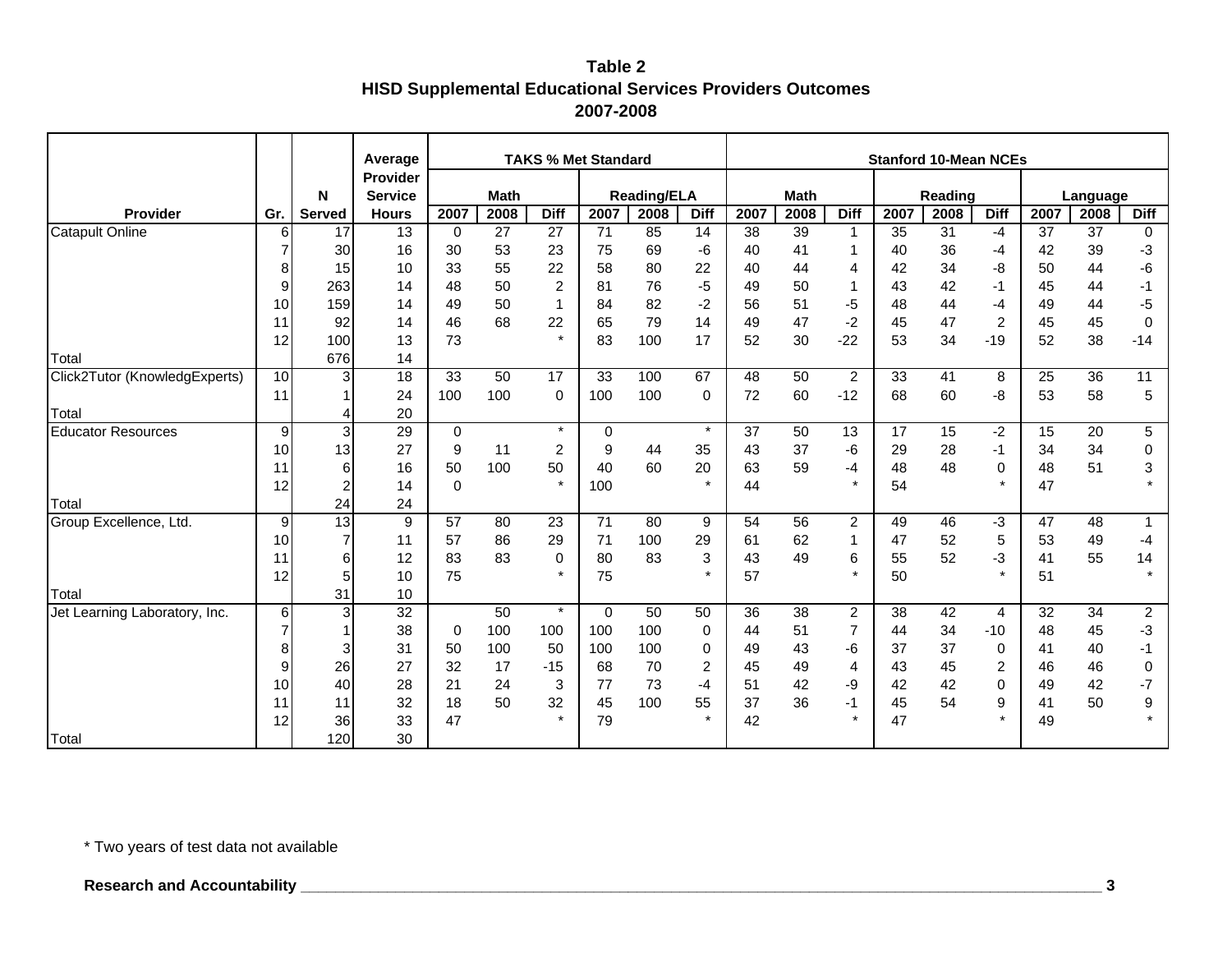**Table 2**
**HISD Supplemental Educational Services Providers Outcomes**
**2007-2008**

| Provider | Gr. | N Served | Average Provider Service Hours | TAKS % Met Standard | | | | | | Stanford 10-Mean NCEs | | | | | | | | |
|---|---|---|---|---|---|---|---|---|---|---|---|---|---|---|---|---|---|---|
| | | | | Math | | | Reading/ELA | | | Math | | | Reading | | | Language | | |
| | | | | 2007 | 2008 | Diff | 2007 | 2008 | Diff | 2007 | 2008 | Diff | 2007 | 2008 | Diff | 2007 | 2008 | Diff |
| Catapult Online | 6 | 17 | 13 | 0 | 27 | 27 | 71 | 85 | 14 | 38 | 39 | 1 | 35 | 31 | -4 | 37 | 37 | 0 |
| | 7 | 30 | 16 | 30 | 53 | 23 | 75 | 69 | -6 | 40 | 41 | 1 | 40 | 36 | -4 | 42 | 39 | -3 |
| | 8 | 15 | 10 | 33 | 55 | 22 | 58 | 80 | 22 | 40 | 44 | 4 | 42 | 34 | -8 | 50 | 44 | -6 |
| | 9 | 263 | 14 | 48 | 50 | 2 | 81 | 76 | -5 | 49 | 50 | 1 | 43 | 42 | -1 | 45 | 44 | -1 |
| | 10 | 159 | 14 | 49 | 50 | 1 | 84 | 82 | -2 | 56 | 51 | -5 | 48 | 44 | -4 | 49 | 44 | -5 |
| | 11 | 92 | 14 | 46 | 68 | 22 | 65 | 79 | 14 | 49 | 47 | -2 | 45 | 47 | 2 | 45 | 45 | 0 |
| | 12 | 100 | 13 | 73 | | * | 83 | 100 | 17 | 52 | 30 | -22 | 53 | 34 | -19 | 52 | 38 | -14 |
| Total | | 676 | 14 | | | | | | | | | | | | | | | |
| Click2Tutor (KnowledgExperts) | 10 | 3 | 18 | 33 | 50 | 17 | 33 | 100 | 67 | 48 | 50 | 2 | 33 | 41 | 8 | 25 | 36 | 11 |
| | 11 | 1 | 24 | 100 | 100 | 0 | 100 | 100 | 0 | 72 | 60 | -12 | 68 | 60 | -8 | 53 | 58 | 5 |
| Total | | 4 | 20 | | | | | | | | | | | | | | | |
| Educator Resources | 9 | 3 | 29 | 0 | | * | 0 | | * | 37 | 50 | 13 | 17 | 15 | -2 | 15 | 20 | 5 |
| | 10 | 13 | 27 | 9 | 11 | 2 | 9 | 44 | 35 | 43 | 37 | -6 | 29 | 28 | -1 | 34 | 34 | 0 |
| | 11 | 6 | 16 | 50 | 100 | 50 | 40 | 60 | 20 | 63 | 59 | -4 | 48 | 48 | 0 | 48 | 51 | 3 |
| | 12 | 2 | 14 | 0 | | * | 100 | | * | 44 | | * | 54 | | * | 47 | | * |
| Total | | 24 | 24 | | | | | | | | | | | | | | | |
| Group Excellence, Ltd. | 9 | 13 | 9 | 57 | 80 | 23 | 71 | 80 | 9 | 54 | 56 | 2 | 49 | 46 | -3 | 47 | 48 | 1 |
| | 10 | 7 | 11 | 57 | 86 | 29 | 71 | 100 | 29 | 61 | 62 | 1 | 47 | 52 | 5 | 53 | 49 | -4 |
| | 11 | 6 | 12 | 83 | 83 | 0 | 80 | 83 | 3 | 43 | 49 | 6 | 55 | 52 | -3 | 41 | 55 | 14 |
| | 12 | 5 | 10 | 75 | | * | 75 | | * | 57 | | * | 50 | | * | 51 | | * |
| Total | | 31 | 10 | | | | | | | | | | | | | | | |
| Jet Learning Laboratory, Inc. | 6 | 3 | 32 | | 50 | * | 0 | 50 | 50 | 36 | 38 | 2 | 38 | 42 | 4 | 32 | 34 | 2 |
| | 7 | 1 | 38 | 0 | 100 | 100 | 100 | 100 | 0 | 44 | 51 | 7 | 44 | 34 | -10 | 48 | 45 | -3 |
| | 8 | 3 | 31 | 50 | 100 | 50 | 100 | 100 | 0 | 49 | 43 | -6 | 37 | 37 | 0 | 41 | 40 | -1 |
| | 9 | 26 | 27 | 32 | 17 | -15 | 68 | 70 | 2 | 45 | 49 | 4 | 43 | 45 | 2 | 46 | 46 | 0 |
| | 10 | 40 | 28 | 21 | 24 | 3 | 77 | 73 | -4 | 51 | 42 | -9 | 42 | 42 | 0 | 49 | 42 | -7 |
| | 11 | 11 | 32 | 18 | 50 | 32 | 45 | 100 | 55 | 37 | 36 | -1 | 45 | 54 | 9 | 41 | 50 | 9 |
| | 12 | 36 | 33 | 47 | | * | 79 | | * | 42 | | * | 47 | | * | 49 | | * |
| Total | | 120 | 30 | | | | | | | | | | | | | | | |

* Two years of test data not available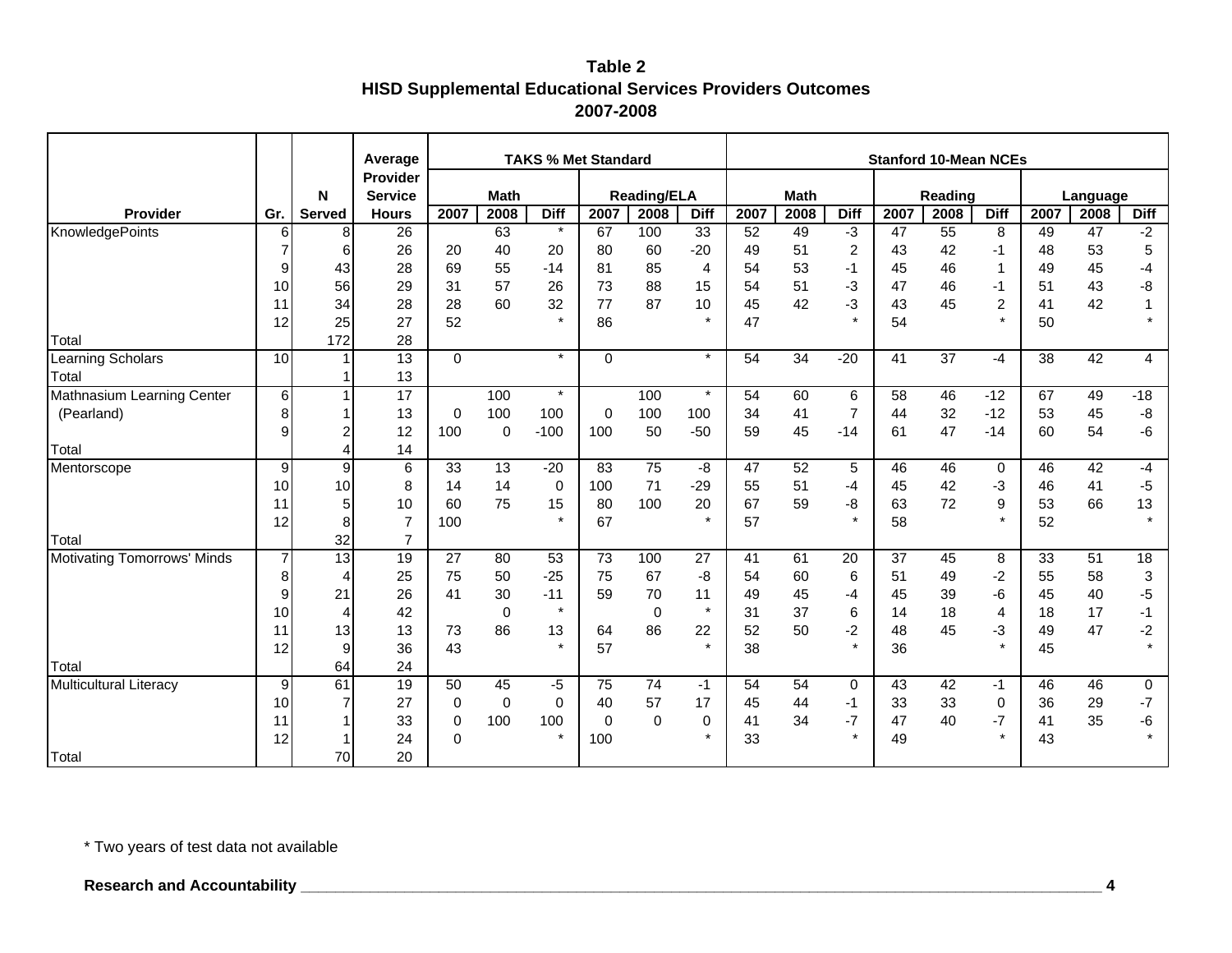**Table 2**
**HISD Supplemental Educational Services Providers Outcomes**
**2007-2008**

| | | | Average Provider | TAKS % Met Standard | | | | | | Stanford 10-Mean NCEs | | | | | | | | |
|---|---|---|---|---|---|---|---|---|---|---|---|---|---|---|---|---|---|---|
| | | N | Service | Math | | | Reading/ELA | | | Math | | | Reading | | | Language | | |
| **Provider** | **Gr.** | **Served** | **Hours** | **2007** | **2008** | **Diff** | **2007** | **2008** | **Diff** | **2007** | **2008** | **Diff** | **2007** | **2008** | **Diff** | **2007** | **2008** | **Diff** |
| KnowledgePoints | 6 | 8 | 26 | | 63 | * | 67 | 100 | 33 | 52 | 49 | -3 | 47 | 55 | 8 | 49 | 47 | -2 |
| | 7 | 6 | 26 | 20 | 40 | 20 | 80 | 60 | -20 | 49 | 51 | 2 | 43 | 42 | -1 | 48 | 53 | 5 |
| | 9 | 43 | 28 | 69 | 55 | -14 | 81 | 85 | 4 | 54 | 53 | -1 | 45 | 46 | 1 | 49 | 45 | -4 |
| | 10 | 56 | 29 | 31 | 57 | 26 | 73 | 88 | 15 | 54 | 51 | -3 | 47 | 46 | -1 | 51 | 43 | -8 |
| | 11 | 34 | 28 | 28 | 60 | 32 | 77 | 87 | 10 | 45 | 42 | -3 | 43 | 45 | 2 | 41 | 42 | 1 |
| | 12 | 25 | 27 | 52 | | * | 86 | | * | 47 | | * | 54 | | * | 50 | | * |
| Total | | 172 | 28 | | | | | | | | | | | | | | | |
| Learning Scholars | 10 | 1 | 13 | 0 | | * | 0 | | * | 54 | 34 | -20 | 41 | 37 | -4 | 38 | 42 | 4 |
| Total | | 1 | 13 | | | | | | | | | | | | | | | |
| Mathnasium Learning Center | 6 | 1 | 17 | | 100 | * | | 100 | * | 54 | 60 | 6 | 58 | 46 | -12 | 67 | 49 | -18 |
| (Pearland) | 8 | 1 | 13 | 0 | 100 | 100 | 0 | 100 | 100 | 34 | 41 | 7 | 44 | 32 | -12 | 53 | 45 | -8 |
| | 9 | 2 | 12 | 100 | 0 | -100 | 100 | 50 | -50 | 59 | 45 | -14 | 61 | 47 | -14 | 60 | 54 | -6 |
| Total | | 4 | 14 | | | | | | | | | | | | | | | |
| Mentorscope | 9 | 9 | 6 | 33 | 13 | -20 | 83 | 75 | -8 | 47 | 52 | 5 | 46 | 46 | 0 | 46 | 42 | -4 |
| | 10 | 10 | 8 | 14 | 14 | 0 | 100 | 71 | -29 | 55 | 51 | -4 | 45 | 42 | -3 | 46 | 41 | -5 |
| | 11 | 5 | 10 | 60 | 75 | 15 | 80 | 100 | 20 | 67 | 59 | -8 | 63 | 72 | 9 | 53 | 66 | 13 |
| | 12 | 8 | 7 | 100 | | * | 67 | | * | 57 | | * | 58 | | * | 52 | | * |
| Total | | 32 | 7 | | | | | | | | | | | | | | | |
| Motivating Tomorrows' Minds | 7 | 13 | 19 | 27 | 80 | 53 | 73 | 100 | 27 | 41 | 61 | 20 | 37 | 45 | 8 | 33 | 51 | 18 |
| | 8 | 4 | 25 | 75 | 50 | -25 | 75 | 67 | -8 | 54 | 60 | 6 | 51 | 49 | -2 | 55 | 58 | 3 |
| | 9 | 21 | 26 | 41 | 30 | -11 | 59 | 70 | 11 | 49 | 45 | -4 | 45 | 39 | -6 | 45 | 40 | -5 |
| | 10 | 4 | 42 | | 0 | * | | 0 | * | 31 | 37 | 6 | 14 | 18 | 4 | 18 | 17 | -1 |
| | 11 | 13 | 13 | 73 | 86 | 13 | 64 | 86 | 22 | 52 | 50 | -2 | 48 | 45 | -3 | 49 | 47 | -2 |
| | 12 | 9 | 36 | 43 | | * | 57 | | * | 38 | | * | 36 | | * | 45 | | * |
| Total | | 64 | 24 | | | | | | | | | | | | | | | |
| Multicultural Literacy | 9 | 61 | 19 | 50 | 45 | -5 | 75 | 74 | -1 | 54 | 54 | 0 | 43 | 42 | -1 | 46 | 46 | 0 |
| | 10 | 7 | 27 | 0 | 0 | 0 | 40 | 57 | 17 | 45 | 44 | -1 | 33 | 33 | 0 | 36 | 29 | -7 |
| | 11 | 1 | 33 | 0 | 100 | 100 | 0 | 0 | 0 | 41 | 34 | -7 | 47 | 40 | -7 | 41 | 35 | -6 |
| | 12 | 1 | 24 | 0 | | * | 100 | | * | 33 | | * | 49 | | * | 43 | | * |
| Total | | 70 | 20 | | | | | | | | | | | | | | | |

* Two years of test data not available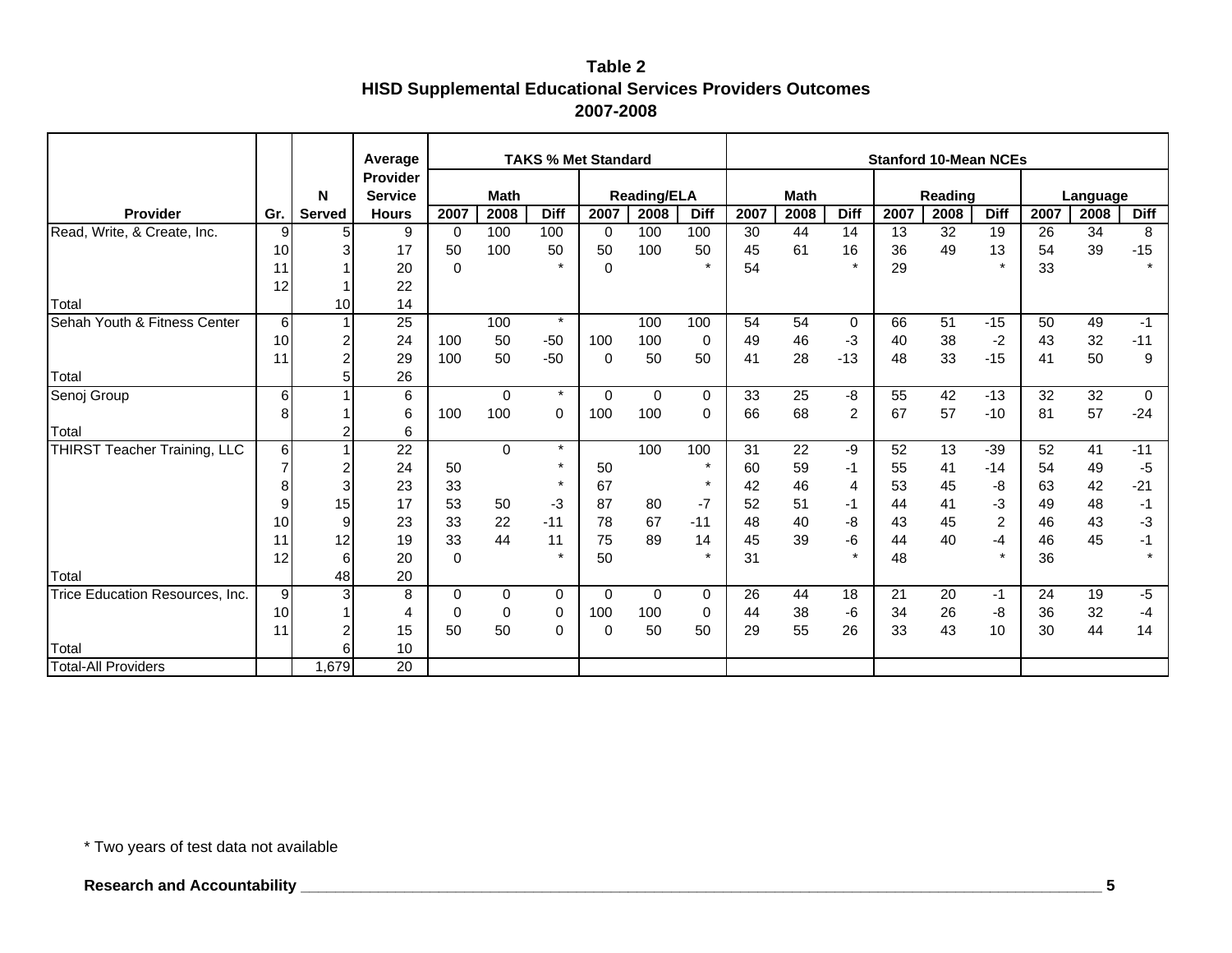**Table 2**
**HISD Supplemental Educational Services Providers Outcomes**
**2007-2008**

| Provider | Gr. | N Served | Average Provider Service Hours | TAKS % Met Standard | | | | | | Stanford 10-Mean NCEs | | | | | | | | |
|---|---|---|---|---|---|---|---|---|---|---|---|---|---|---|---|---|---|---|
| | | | | Math | | | Reading/ELA | | | Math | | | Reading | | | Language | | |
| | | | | 2007 | 2008 | Diff | 2007 | 2008 | Diff | 2007 | 2008 | Diff | 2007 | 2008 | Diff | 2007 | 2008 | Diff |
| Read, Write, & Create, Inc. | 9 | 5 | 9 | 0 | 100 | 100 | 0 | 100 | 100 | 30 | 44 | 14 | 13 | 32 | 19 | 26 | 34 | 8 |
| | 10 | 3 | 17 | 50 | 100 | 50 | 50 | 100 | 50 | 45 | 61 | 16 | 36 | 49 | 13 | 54 | 39 | -15 |
| | 11 | 1 | 20 | 0 | | * | 0 | | * | 54 | | * | 29 | | * | 33 | | * |
| | 12 | 1 | 22 | | | | | | | | | | | | | | | |
| Total | | 10 | 14 | | | | | | | | | | | | | | | |
| Sehah Youth & Fitness Center | 6 | 1 | 25 | | 100 | * | | 100 | 100 | 54 | 54 | 0 | 66 | 51 | -15 | 50 | 49 | -1 |
| | 10 | 2 | 24 | 100 | 50 | -50 | 100 | 100 | 0 | 49 | 46 | -3 | 40 | 38 | -2 | 43 | 32 | -11 |
| | 11 | 2 | 29 | 100 | 50 | -50 | 0 | 50 | 50 | 41 | 28 | -13 | 48 | 33 | -15 | 41 | 50 | 9 |
| Total | | 5 | 26 | | | | | | | | | | | | | | | |
| Senoj Group | 6 | 1 | 6 | | 0 | * | 0 | 0 | 0 | 33 | 25 | -8 | 55 | 42 | -13 | 32 | 32 | 0 |
| | 8 | 1 | 6 | 100 | 100 | 0 | 100 | 100 | 0 | 66 | 68 | 2 | 67 | 57 | -10 | 81 | 57 | -24 |
| Total | | 2 | 6 | | | | | | | | | | | | | | | |
| THIRST Teacher Training, LLC | 6 | 1 | 22 | | 0 | * | | 100 | 100 | 31 | 22 | -9 | 52 | 13 | -39 | 52 | 41 | -11 |
| | 7 | 2 | 24 | 50 | | * | 50 | | * | 60 | 59 | -1 | 55 | 41 | -14 | 54 | 49 | -5 |
| | 8 | 3 | 23 | 33 | | * | 67 | | * | 42 | 46 | 4 | 53 | 45 | -8 | 63 | 42 | -21 |
| | 9 | 15 | 17 | 53 | 50 | -3 | 87 | 80 | -7 | 52 | 51 | -1 | 44 | 41 | -3 | 49 | 48 | -1 |
| | 10 | 9 | 23 | 33 | 22 | -11 | 78 | 67 | -11 | 48 | 40 | -8 | 43 | 45 | 2 | 46 | 43 | -3 |
| | 11 | 12 | 19 | 33 | 44 | 11 | 75 | 89 | 14 | 45 | 39 | -6 | 44 | 40 | -4 | 46 | 45 | -1 |
| | 12 | 6 | 20 | 0 | | * | 50 | | * | 31 | | * | 48 | | * | 36 | | * |
| Total | | 48 | 20 | | | | | | | | | | | | | | | |
| Trice Education Resources, Inc. | 9 | 3 | 8 | 0 | 0 | 0 | 0 | 0 | 0 | 26 | 44 | 18 | 21 | 20 | -1 | 24 | 19 | -5 |
| | 10 | 1 | 4 | 0 | 0 | 0 | 100 | 100 | 0 | 44 | 38 | -6 | 34 | 26 | -8 | 36 | 32 | -4 |
| | 11 | 2 | 15 | 50 | 50 | 0 | 0 | 50 | 50 | 29 | 55 | 26 | 33 | 43 | 10 | 30 | 44 | 14 |
| Total | | 6 | 10 | | | | | | | | | | | | | | | |
| Total-All Providers | | 1,679 | 20 | | | | | | | | | | | | | | | |

* Two years of test data not available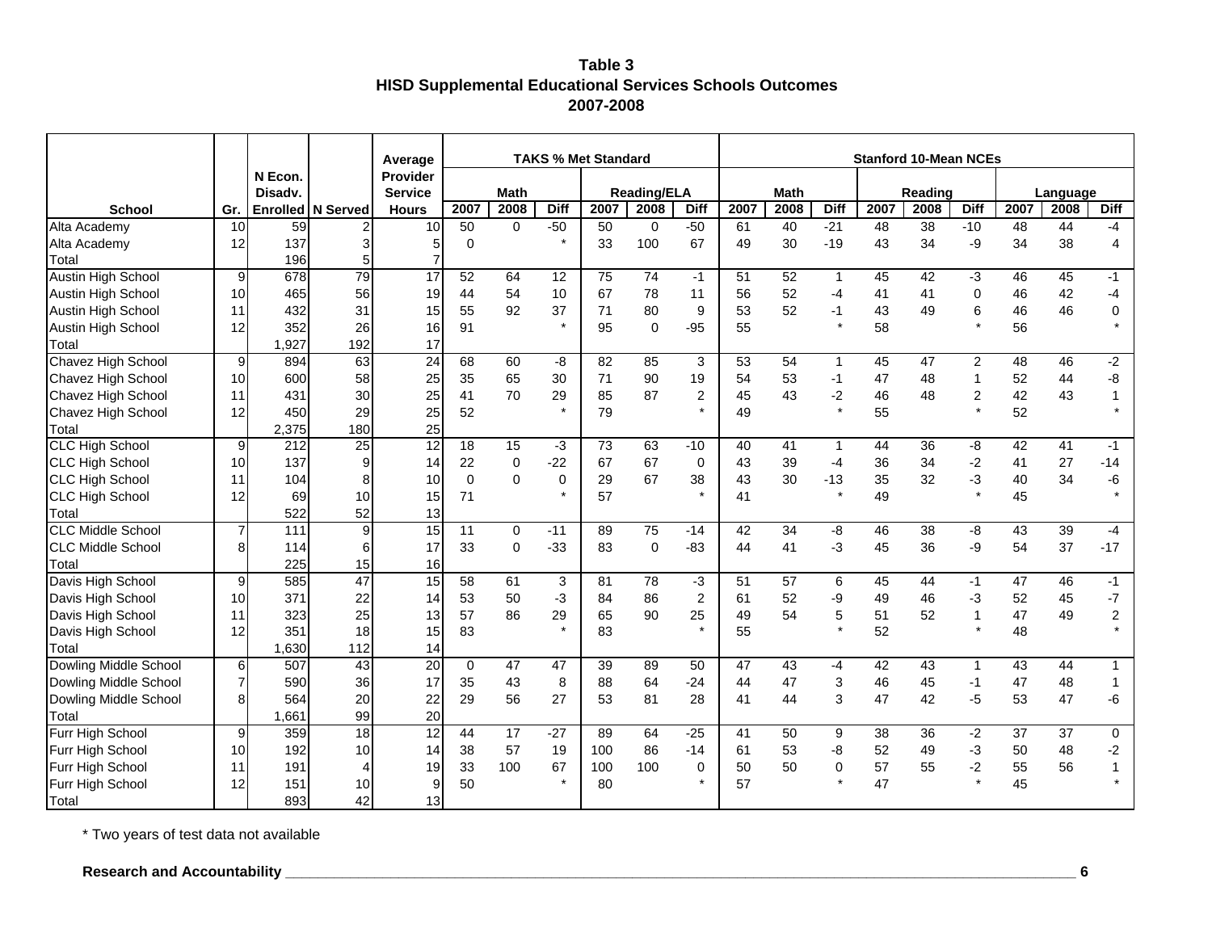**Table 3**
**HISD Supplemental Educational Services Schools Outcomes**
**2007-2008**

| | | | | | TAKS % Met Standard | | | | | | Stanford 10-Mean NCEs | | | | | | | | |
|---|---|---|---|---|---|---|---|---|---|---|---|---|---|---|---|---|---|---|---|
| | | N Econ. Disadv. | | Average Provider Service | Math | | | Reading/ELA | | | Math | | | Reading | | | Language | | |
| School | Gr. | Enrolled | N Served | Hours | 2007 | 2008 | Diff | 2007 | 2008 | Diff | 2007 | 2008 | Diff | 2007 | 2008 | Diff | 2007 | 2008 | Diff |
| Alta Academy | 10 | 59 | 2 | 10 | 50 | 0 | -50 | 50 | 0 | -50 | 61 | 40 | -21 | 48 | 38 | -10 | 48 | 44 | -4 |
| Alta Academy | 12 | 137 | 3 | 5 | 0 | | * | 33 | 100 | 67 | 49 | 30 | -19 | 43 | 34 | -9 | 34 | 38 | 4 |
| Total | | 196 | 5 | 7 | | | | | | | | | | | | | | | |
| Austin High School | 9 | 678 | 79 | 17 | 52 | 64 | 12 | 75 | 74 | -1 | 51 | 52 | 1 | 45 | 42 | -3 | 46 | 45 | -1 |
| Austin High School | 10 | 465 | 56 | 19 | 44 | 54 | 10 | 67 | 78 | 11 | 56 | 52 | -4 | 41 | 41 | 0 | 46 | 42 | -4 |
| Austin High School | 11 | 432 | 31 | 15 | 55 | 92 | 37 | 71 | 80 | 9 | 53 | 52 | -1 | 43 | 49 | 6 | 46 | 46 | 0 |
| Austin High School | 12 | 352 | 26 | 16 | 91 | | * | 95 | 0 | -95 | 55 | | * | 58 | | * | 56 | | * |
| Total | | 1,927 | 192 | 17 | | | | | | | | | | | | | | | |
| Chavez High School | 9 | 894 | 63 | 24 | 68 | 60 | -8 | 82 | 85 | 3 | 53 | 54 | 1 | 45 | 47 | 2 | 48 | 46 | -2 |
| Chavez High School | 10 | 600 | 58 | 25 | 35 | 65 | 30 | 71 | 90 | 19 | 54 | 53 | -1 | 47 | 48 | 1 | 52 | 44 | -8 |
| Chavez High School | 11 | 431 | 30 | 25 | 41 | 70 | 29 | 85 | 87 | 2 | 45 | 43 | -2 | 46 | 48 | 2 | 42 | 43 | 1 |
| Chavez High School | 12 | 450 | 29 | 25 | 52 | | * | 79 | | * | 49 | | * | 55 | | * | 52 | | * |
| Total | | 2,375 | 180 | 25 | | | | | | | | | | | | | | | |
| CLC High School | 9 | 212 | 25 | 12 | 18 | 15 | -3 | 73 | 63 | -10 | 40 | 41 | 1 | 44 | 36 | -8 | 42 | 41 | -1 |
| CLC High School | 10 | 137 | 9 | 14 | 22 | 0 | -22 | 67 | 67 | 0 | 43 | 39 | -4 | 36 | 34 | -2 | 41 | 27 | -14 |
| CLC High School | 11 | 104 | 8 | 10 | 0 | 0 | 0 | 29 | 67 | 38 | 43 | 30 | -13 | 35 | 32 | -3 | 40 | 34 | -6 |
| CLC High School | 12 | 69 | 10 | 15 | 71 | | * | 57 | | * | 41 | | * | 49 | | * | 45 | | * |
| Total | | 522 | 52 | 13 | | | | | | | | | | | | | | | |
| CLC Middle School | 7 | 111 | 9 | 15 | 11 | 0 | -11 | 89 | 75 | -14 | 42 | 34 | -8 | 46 | 38 | -8 | 43 | 39 | -4 |
| CLC Middle School | 8 | 114 | 6 | 17 | 33 | 0 | -33 | 83 | 0 | -83 | 44 | 41 | -3 | 45 | 36 | -9 | 54 | 37 | -17 |
| Total | | 225 | 15 | 16 | | | | | | | | | | | | | | | |
| Davis High School | 9 | 585 | 47 | 15 | 58 | 61 | 3 | 81 | 78 | -3 | 51 | 57 | 6 | 45 | 44 | -1 | 47 | 46 | -1 |
| Davis High School | 10 | 371 | 22 | 14 | 53 | 50 | -3 | 84 | 86 | 2 | 61 | 52 | -9 | 49 | 46 | -3 | 52 | 45 | -7 |
| Davis High School | 11 | 323 | 25 | 13 | 57 | 86 | 29 | 65 | 90 | 25 | 49 | 54 | 5 | 51 | 52 | 1 | 47 | 49 | 2 |
| Davis High School | 12 | 351 | 18 | 15 | 83 | | * | 83 | | * | 55 | | * | 52 | | * | 48 | | * |
| Total | | 1,630 | 112 | 14 | | | | | | | | | | | | | | | |
| Dowling Middle School | 6 | 507 | 43 | 20 | 0 | 47 | 47 | 39 | 89 | 50 | 47 | 43 | -4 | 42 | 43 | 1 | 43 | 44 | 1 |
| Dowling Middle School | 7 | 590 | 36 | 17 | 35 | 43 | 8 | 88 | 64 | -24 | 44 | 47 | 3 | 46 | 45 | -1 | 47 | 48 | 1 |
| Dowling Middle School | 8 | 564 | 20 | 22 | 29 | 56 | 27 | 53 | 81 | 28 | 41 | 44 | 3 | 47 | 42 | -5 | 53 | 47 | -6 |
| Total | | 1,661 | 99 | 20 | | | | | | | | | | | | | | | |
| Furr High School | 9 | 359 | 18 | 12 | 44 | 17 | -27 | 89 | 64 | -25 | 41 | 50 | 9 | 38 | 36 | -2 | 37 | 37 | 0 |
| Furr High School | 10 | 192 | 10 | 14 | 38 | 57 | 19 | 100 | 86 | -14 | 61 | 53 | -8 | 52 | 49 | -3 | 50 | 48 | -2 |
| Furr High School | 11 | 191 | 4 | 19 | 33 | 100 | 67 | 100 | 100 | 0 | 50 | 50 | 0 | 57 | 55 | -2 | 55 | 56 | 1 |
| Furr High School | 12 | 151 | 10 | 9 | 50 | | * | 80 | | * | 57 | | * | 47 | | * | 45 | | * |
| Total | | 893 | 42 | 13 | | | | | | | | | | | | | | | |

\* Two years of test data not available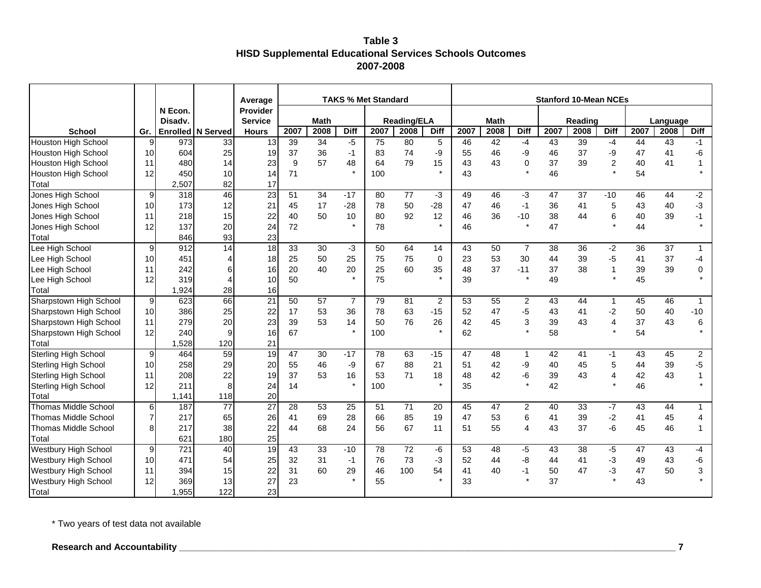**Table 3**
**HISD Supplemental Educational Services Schools Outcomes**
**2007-2008**

| | | | | | TAKS % Met Standard | | | | | | Stanford 10-Mean NCEs | | | | | | | | |
|---|---|---|---|---|---|---|---|---|---|---|---|---|---|---|---|---|---|---|---|
| | | N Econ. Disadv. | | Average Provider Service | Math | | | Reading/ELA | | | Math | | | Reading | | | Language | | |
| School | Gr. | Enrolled | N Served | Hours | 2007 | 2008 | Diff | 2007 | 2008 | Diff | 2007 | 2008 | Diff | 2007 | 2008 | Diff | 2007 | 2008 | Diff |
| Houston High School | 9 | 973 | 33 | 13 | 39 | 34 | -5 | 75 | 80 | 5 | 46 | 42 | -4 | 43 | 39 | -4 | 44 | 43 | -1 |
| Houston High School | 10 | 604 | 25 | 19 | 37 | 36 | -1 | 83 | 74 | -9 | 55 | 46 | -9 | 46 | 37 | -9 | 47 | 41 | -6 |
| Houston High School | 11 | 480 | 14 | 23 | 9 | 57 | 48 | 64 | 79 | 15 | 43 | 43 | 0 | 37 | 39 | 2 | 40 | 41 | 1 |
| Houston High School | 12 | 450 | 10 | 14 | 71 | | * | 100 | | * | 43 | | * | 46 | | * | 54 | | * |
| Total | | 2,507 | 82 | 17 | | | | | | | | | | | | | | | |
| Jones High School | 9 | 318 | 46 | 23 | 51 | 34 | -17 | 80 | 77 | -3 | 49 | 46 | -3 | 47 | 37 | -10 | 46 | 44 | -2 |
| Jones High School | 10 | 173 | 12 | 21 | 45 | 17 | -28 | 78 | 50 | -28 | 47 | 46 | -1 | 36 | 41 | 5 | 43 | 40 | -3 |
| Jones High School | 11 | 218 | 15 | 22 | 40 | 50 | 10 | 80 | 92 | 12 | 46 | 36 | -10 | 38 | 44 | 6 | 40 | 39 | -1 |
| Jones High School | 12 | 137 | 20 | 24 | 72 | | * | 78 | | * | 46 | | * | 47 | | * | 44 | | * |
| Total | | 846 | 93 | 23 | | | | | | | | | | | | | | | |
| Lee High School | 9 | 912 | 14 | 18 | 33 | 30 | -3 | 50 | 64 | 14 | 43 | 50 | 7 | 38 | 36 | -2 | 36 | 37 | 1 |
| Lee High School | 10 | 451 | 4 | 18 | 25 | 50 | 25 | 75 | 75 | 0 | 23 | 53 | 30 | 44 | 39 | -5 | 41 | 37 | -4 |
| Lee High School | 11 | 242 | 6 | 16 | 20 | 40 | 20 | 25 | 60 | 35 | 48 | 37 | -11 | 37 | 38 | 1 | 39 | 39 | 0 |
| Lee High School | 12 | 319 | 4 | 10 | 50 | | * | 75 | | * | 39 | | * | 49 | | * | 45 | | * |
| Total | | 1,924 | 28 | 16 | | | | | | | | | | | | | | | |
| Sharpstown High School | 9 | 623 | 66 | 21 | 50 | 57 | 7 | 79 | 81 | 2 | 53 | 55 | 2 | 43 | 44 | 1 | 45 | 46 | 1 |
| Sharpstown High School | 10 | 386 | 25 | 22 | 17 | 53 | 36 | 78 | 63 | -15 | 52 | 47 | -5 | 43 | 41 | -2 | 50 | 40 | -10 |
| Sharpstown High School | 11 | 279 | 20 | 23 | 39 | 53 | 14 | 50 | 76 | 26 | 42 | 45 | 3 | 39 | 43 | 4 | 37 | 43 | 6 |
| Sharpstown High School | 12 | 240 | 9 | 16 | 67 | | * | 100 | | * | 62 | | * | 58 | | * | 54 | | * |
| Total | | 1,528 | 120 | 21 | | | | | | | | | | | | | | | |
| Sterling High School | 9 | 464 | 59 | 19 | 47 | 30 | -17 | 78 | 63 | -15 | 47 | 48 | 1 | 42 | 41 | -1 | 43 | 45 | 2 |
| Sterling High School | 10 | 258 | 29 | 20 | 55 | 46 | -9 | 67 | 88 | 21 | 51 | 42 | -9 | 40 | 45 | 5 | 44 | 39 | -5 |
| Sterling High School | 11 | 208 | 22 | 19 | 37 | 53 | 16 | 53 | 71 | 18 | 48 | 42 | -6 | 39 | 43 | 4 | 42 | 43 | 1 |
| Sterling High School | 12 | 211 | 8 | 24 | 14 | | * | 100 | | * | 35 | | * | 42 | | * | 46 | | * |
| Total | | 1,141 | 118 | 20 | | | | | | | | | | | | | | | |
| Thomas Middle School | 6 | 187 | 77 | 27 | 28 | 53 | 25 | 51 | 71 | 20 | 45 | 47 | 2 | 40 | 33 | -7 | 43 | 44 | 1 |
| Thomas Middle School | 7 | 217 | 65 | 26 | 41 | 69 | 28 | 66 | 85 | 19 | 47 | 53 | 6 | 41 | 39 | -2 | 41 | 45 | 4 |
| Thomas Middle School | 8 | 217 | 38 | 22 | 44 | 68 | 24 | 56 | 67 | 11 | 51 | 55 | 4 | 43 | 37 | -6 | 45 | 46 | 1 |
| Total | | 621 | 180 | 25 | | | | | | | | | | | | | | | |
| Westbury High School | 9 | 721 | 40 | 19 | 43 | 33 | -10 | 78 | 72 | -6 | 53 | 48 | -5 | 43 | 38 | -5 | 47 | 43 | -4 |
| Westbury High School | 10 | 471 | 54 | 25 | 32 | 31 | -1 | 76 | 73 | -3 | 52 | 44 | -8 | 44 | 41 | -3 | 49 | 43 | -6 |
| Westbury High School | 11 | 394 | 15 | 22 | 31 | 60 | 29 | 46 | 100 | 54 | 41 | 40 | -1 | 50 | 47 | -3 | 47 | 50 | 3 |
| Westbury High School | 12 | 369 | 13 | 27 | 23 | | * | 55 | | * | 33 | | * | 37 | | * | 43 | | * |
| Total | | 1,955 | 122 | 23 | | | | | | | | | | | | | | | |

* Two years of test data not available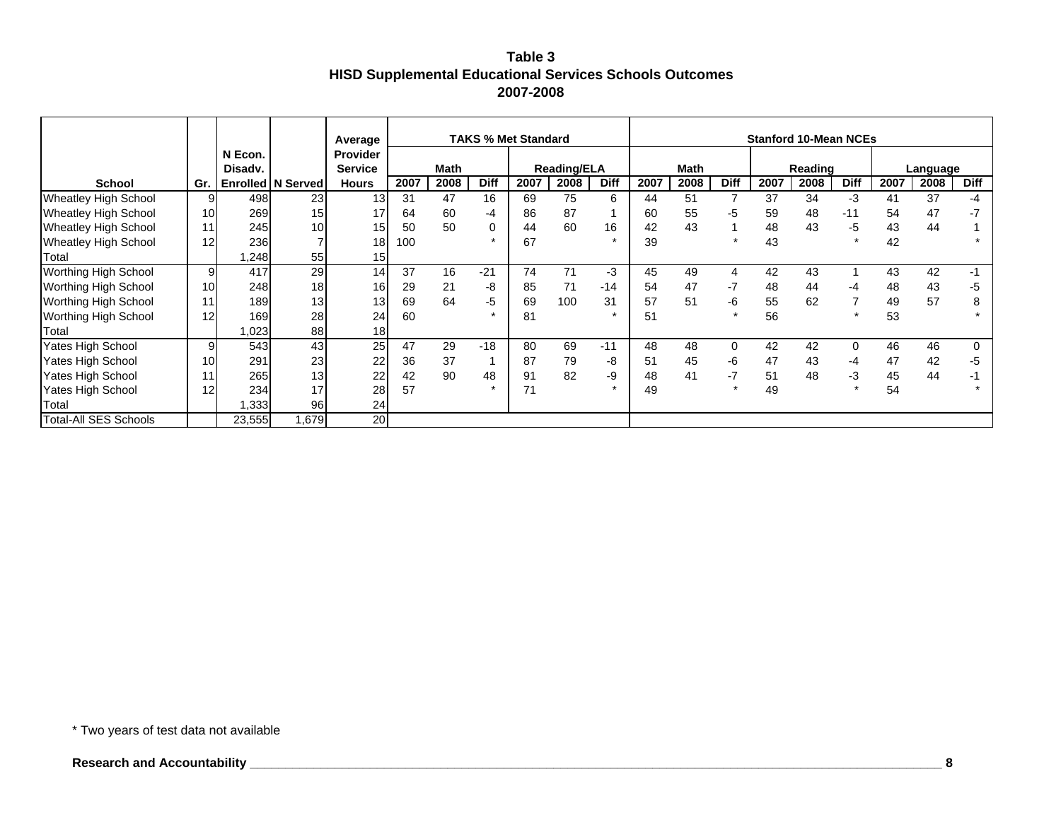**Table 3**
**HISD Supplemental Educational Services Schools Outcomes**
**2007-2008**

| School | Gr. | N Econ. Disadv. Enrolled | N Served | Average Provider Service Hours | TAKS % Met Standard | | | | | | Stanford 10-Mean NCEs | | | | | | | | |
|---|---|---|---|---|---|---|---|---|---|---|---|---|---|---|---|---|---|---|---|
| | | | | | Math | | | Reading/ELA | | | Math | | | Reading | | | Language | | |
| | | | | | 2007 | 2008 | Diff | 2007 | 2008 | Diff | 2007 | 2008 | Diff | 2007 | 2008 | Diff | 2007 | 2008 | Diff |
| Wheatley High School | 9 | 498 | 23 | 13 | 31 | 47 | 16 | 69 | 75 | 6 | 44 | 51 | 7 | 37 | 34 | -3 | 41 | 37 | -4 |
| Wheatley High School | 10 | 269 | 15 | 17 | 64 | 60 | -4 | 86 | 87 | 1 | 60 | 55 | -5 | 59 | 48 | -11 | 54 | 47 | -7 |
| Wheatley High School | 11 | 245 | 10 | 15 | 50 | 50 | 0 | 44 | 60 | 16 | 42 | 43 | 1 | 48 | 43 | -5 | 43 | 44 | 1 |
| Wheatley High School | 12 | 236 | 7 | 18 | 100 | | * | 67 | | * | 39 | | * | 43 | | * | 42 | | * |
| Total | | 1,248 | 55 | 15 | | | | | | | | | | | | | | | |
| Worthing High School | 9 | 417 | 29 | 14 | 37 | 16 | -21 | 74 | 71 | -3 | 45 | 49 | 4 | 42 | 43 | 1 | 43 | 42 | -1 |
| Worthing High School | 10 | 248 | 18 | 16 | 29 | 21 | -8 | 85 | 71 | -14 | 54 | 47 | -7 | 48 | 44 | -4 | 48 | 43 | -5 |
| Worthing High School | 11 | 189 | 13 | 13 | 69 | 64 | -5 | 69 | 100 | 31 | 57 | 51 | -6 | 55 | 62 | 7 | 49 | 57 | 8 |
| Worthing High School | 12 | 169 | 28 | 24 | 60 | | * | 81 | | * | 51 | | * | 56 | | * | 53 | | * |
| Total | | 1,023 | 88 | 18 | | | | | | | | | | | | | | | |
| Yates High School | 9 | 543 | 43 | 25 | 47 | 29 | -18 | 80 | 69 | -11 | 48 | 48 | 0 | 42 | 42 | 0 | 46 | 46 | 0 |
| Yates High School | 10 | 291 | 23 | 22 | 36 | 37 | 1 | 87 | 79 | -8 | 51 | 45 | -6 | 47 | 43 | -4 | 47 | 42 | -5 |
| Yates High School | 11 | 265 | 13 | 22 | 42 | 90 | 48 | 91 | 82 | -9 | 48 | 41 | -7 | 51 | 48 | -3 | 45 | 44 | -1 |
| Yates High School | 12 | 234 | 17 | 28 | 57 | | * | 71 | | * | 49 | | * | 49 | | * | 54 | | * |
| Total | | 1,333 | 96 | 24 | | | | | | | | | | | | | | | |
| Total-All SES Schools | | 23,555 | 1,679 | 20 | | | | | | | | | | | | | | | |

* Two years of test data not available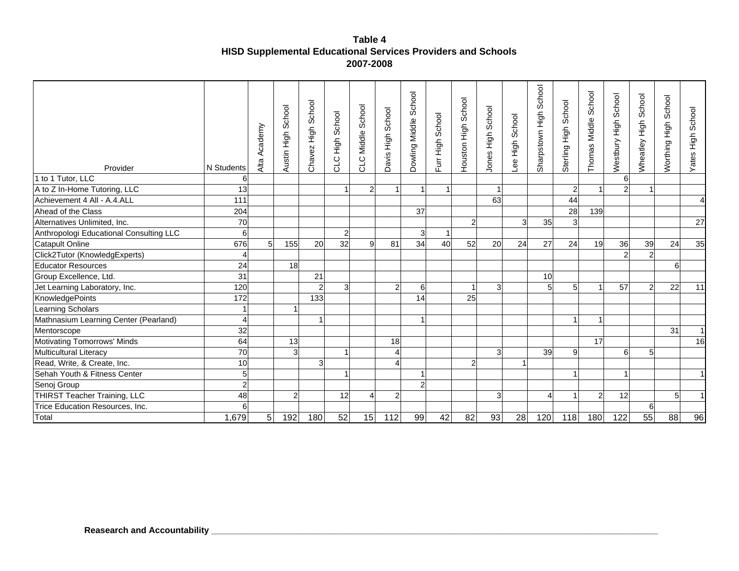**Table 4**
**HISD Supplemental Educational Services Providers and Schools**
**2007-2008**

| Provider | N Students | Alta Academy | Austin High School | Chavez High School | CLC High School | CLC Middle School | Davis High School | Dowling Middle School | Furr High School | Houston High School | Jones High School | Lee High School | Sharpstown High School | Sterling High School | Thomas Middle School | Westbury High School | Wheatley High School | Worthing High School | Yates High School |
|---|---|---|---|---|---|---|---|---|---|---|---|---|---|---|---|---|---|---|---|
| 1 to 1 Tutor, LLC | 6 | | | | | | | | | | | | | | | 6 | | | |
| A to Z In-Home Tutoring, LLC | 13 | | | | 1 | 2 | 1 | 1 | 1 | | 1 | | | 2 | 1 | 2 | 1 | | |
| Achievement 4 All - A.4.ALL | 111 | | | | | | | | | | 63 | | | 44 | | | | | 4 |
| Ahead of the Class | 204 | | | | | | | 37 | | | | | | 28 | 139 | | | | |
| Alternatives Unlimited, Inc. | 70 | | | | | | | | | 2 | | 3 | 35 | 3 | | | | | 27 |
| Anthropologi Educational Consulting LLC | 6 | | | | 2 | | | 3 | 1 | | | | | | | | | | |
| Catapult Online | 676 | 5 | 155 | 20 | 32 | 9 | 81 | 34 | 40 | 52 | 20 | 24 | 27 | 24 | 19 | 36 | 39 | 24 | 35 |
| Click2Tutor (KnowledgExperts) | 4 | | | | | | | | | | | | | | | 2 | 2 | | |
| Educator Resources | 24 | | 18 | | | | | | | | | | | | | | | 6 | |
| Group Excellence, Ltd. | 31 | | | 21 | | | | | | | | | 10 | | | | | | |
| Jet Learning Laboratory, Inc. | 120 | | | 2 | 3 | | 2 | 6 | | 1 | 3 | | 5 | 5 | 1 | 57 | 2 | 22 | 11 |
| KnowledgePoints | 172 | | | 133 | | | | 14 | | 25 | | | | | | | | | |
| Learning Scholars | 1 | | 1 | | | | | | | | | | | | | | | | |
| Mathnasium Learning Center (Pearland) | 4 | | | 1 | | | | 1 | | | | | | 1 | 1 | | | | |
| Mentorscope | 32 | | | | | | | | | | | | | | | | | 31 | 1 |
| Motivating Tomorrows' Minds | 64 | | 13 | | | | 18 | | | | | | | | 17 | | | | 16 |
| Multicultural Literacy | 70 | | 3 | | 1 | | 4 | | | | 3 | | 39 | 9 | | 6 | 5 | | |
| Read, Write, & Create, Inc. | 10 | | | 3 | | | 4 | | | 2 | | 1 | | | | | | | |
| Sehah Youth & Fitness Center | 5 | | | | 1 | | | 1 | | | | | | 1 | | 1 | | | 1 |
| Senoj Group | 2 | | | | | | | 2 | | | | | | | | | | | |
| THIRST Teacher Training, LLC | 48 | | 2 | | 12 | 4 | 2 | | | | 3 | | 4 | 1 | 2 | 12 | | 5 | 1 |
| Trice Education Resources, Inc. | 6 | | | | | | | | | | | | | | | | 6 | | |
| Total | 1,679 | 5 | 192 | 180 | 52 | 15 | 112 | 99 | 42 | 82 | 93 | 28 | 120 | 118 | 180 | 122 | 55 | 88 | 96 |